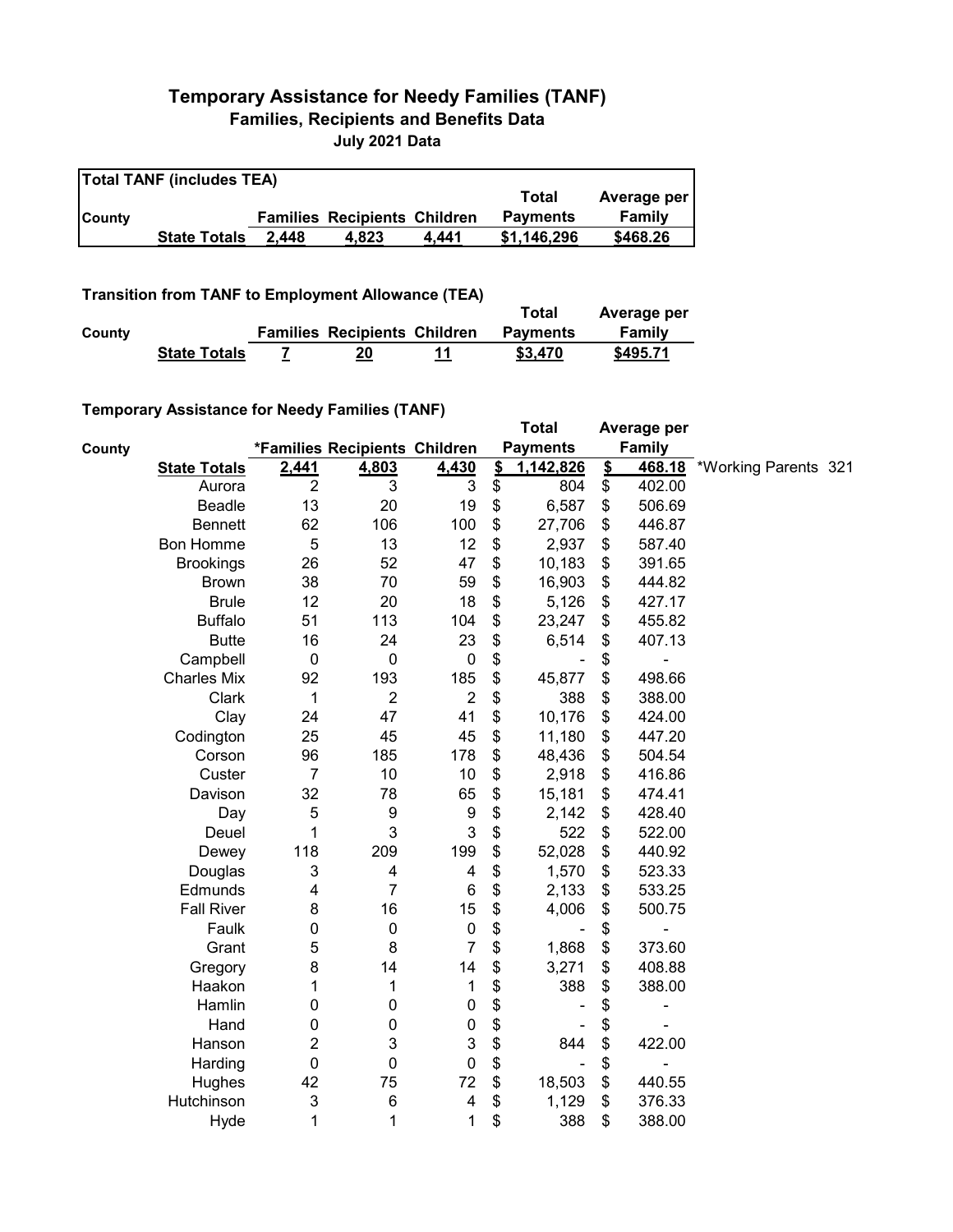# Temporary Assistance for Needy Families (TANF)

## Families, Recipients and Benefits Data

### July 2021 Data

**Total TANF (includes TEA)**

| County | | Families | Recipients | Children | Total Payments | Average per Family |
|---|---|---|---|---|---|---|
| | **State Totals** | **2,448** | **4,823** | **4,441** | **$1,146,296** | **$468.26** |

**Transition from TANF to Employment Allowance (TEA)**

| County | | Families | Recipients | Children | Total Payments | Average per Family |
|---|---|---|---|---|---|---|
| | **State Totals** | **7** | **20** | **11** | **$3,470** | **$495.71** |

**Temporary Assistance for Needy Families (TANF)**

| County | | *Families | Recipients | Children | Total Payments | Average per Family | |
|---|---|---|---|---|---|---|---|
| | **State Totals** | **2,441** | **4,803** | **4,430** | **$ 1,142,826** | **$ 468.18** | *Working Parents 321 |
| | Aurora | 2 | 3 | 3 | $ 804 | $ 402.00 | |
| | Beadle | 13 | 20 | 19 | $ 6,587 | $ 506.69 | |
| | Bennett | 62 | 106 | 100 | $ 27,706 | $ 446.87 | |
| | Bon Homme | 5 | 13 | 12 | $ 2,937 | $ 587.40 | |
| | Brookings | 26 | 52 | 47 | $ 10,183 | $ 391.65 | |
| | Brown | 38 | 70 | 59 | $ 16,903 | $ 444.82 | |
| | Brule | 12 | 20 | 18 | $ 5,126 | $ 427.17 | |
| | Buffalo | 51 | 113 | 104 | $ 23,247 | $ 455.82 | |
| | Butte | 16 | 24 | 23 | $ 6,514 | $ 407.13 | |
| | Campbell | 0 | 0 | 0 | $ - | $ - | |
| | Charles Mix | 92 | 193 | 185 | $ 45,877 | $ 498.66 | |
| | Clark | 1 | 2 | 2 | $ 388 | $ 388.00 | |
| | Clay | 24 | 47 | 41 | $ 10,176 | $ 424.00 | |
| | Codington | 25 | 45 | 45 | $ 11,180 | $ 447.20 | |
| | Corson | 96 | 185 | 178 | $ 48,436 | $ 504.54 | |
| | Custer | 7 | 10 | 10 | $ 2,918 | $ 416.86 | |
| | Davison | 32 | 78 | 65 | $ 15,181 | $ 474.41 | |
| | Day | 5 | 9 | 9 | $ 2,142 | $ 428.40 | |
| | Deuel | 1 | 3 | 3 | $ 522 | $ 522.00 | |
| | Dewey | 118 | 209 | 199 | $ 52,028 | $ 440.92 | |
| | Douglas | 3 | 4 | 4 | $ 1,570 | $ 523.33 | |
| | Edmunds | 4 | 7 | 6 | $ 2,133 | $ 533.25 | |
| | Fall River | 8 | 16 | 15 | $ 4,006 | $ 500.75 | |
| | Faulk | 0 | 0 | 0 | $ - | $ - | |
| | Grant | 5 | 8 | 7 | $ 1,868 | $ 373.60 | |
| | Gregory | 8 | 14 | 14 | $ 3,271 | $ 408.88 | |
| | Haakon | 1 | 1 | 1 | $ 388 | $ 388.00 | |
| | Hamlin | 0 | 0 | 0 | $ - | $ - | |
| | Hand | 0 | 0 | 0 | $ - | $ - | |
| | Hanson | 2 | 3 | 3 | $ 844 | $ 422.00 | |
| | Harding | 0 | 0 | 0 | $ - | $ - | |
| | Hughes | 42 | 75 | 72 | $ 18,503 | $ 440.55 | |
| | Hutchinson | 3 | 6 | 4 | $ 1,129 | $ 376.33 | |
| | Hyde | 1 | 1 | 1 | $ 388 | $ 388.00 | |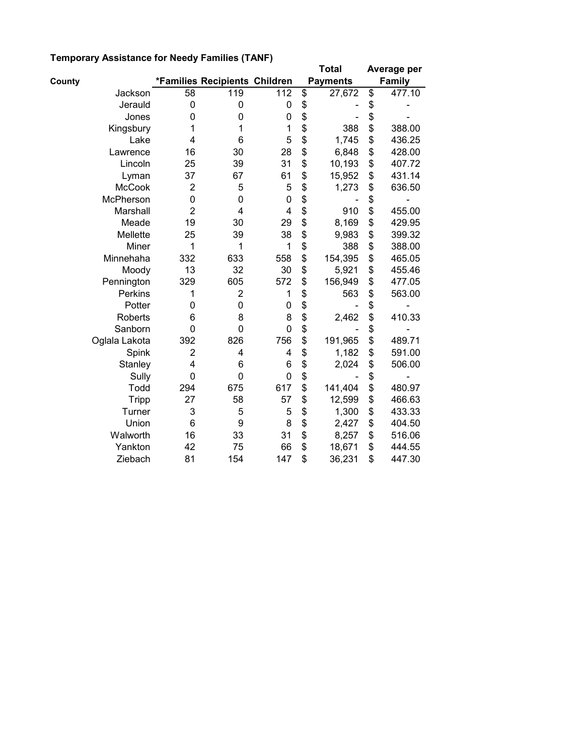**Temporary Assistance for Needy Families (TANF)**

| County | *Families | Recipients | Children | Total Payments | Average per Family |
|---|---|---|---|---|---|
| Jackson | 58 | 119 | 112 | $ 27,672 | $ 477.10 |
| Jerauld | 0 | 0 | 0 | $ - | $ - |
| Jones | 0 | 0 | 0 | $ - | $ - |
| Kingsbury | 1 | 1 | 1 | $ 388 | $ 388.00 |
| Lake | 4 | 6 | 5 | $ 1,745 | $ 436.25 |
| Lawrence | 16 | 30 | 28 | $ 6,848 | $ 428.00 |
| Lincoln | 25 | 39 | 31 | $ 10,193 | $ 407.72 |
| Lyman | 37 | 67 | 61 | $ 15,952 | $ 431.14 |
| McCook | 2 | 5 | 5 | $ 1,273 | $ 636.50 |
| McPherson | 0 | 0 | 0 | $ - | $ - |
| Marshall | 2 | 4 | 4 | $ 910 | $ 455.00 |
| Meade | 19 | 30 | 29 | $ 8,169 | $ 429.95 |
| Mellette | 25 | 39 | 38 | $ 9,983 | $ 399.32 |
| Miner | 1 | 1 | 1 | $ 388 | $ 388.00 |
| Minnehaha | 332 | 633 | 558 | $ 154,395 | $ 465.05 |
| Moody | 13 | 32 | 30 | $ 5,921 | $ 455.46 |
| Pennington | 329 | 605 | 572 | $ 156,949 | $ 477.05 |
| Perkins | 1 | 2 | 1 | $ 563 | $ 563.00 |
| Potter | 0 | 0 | 0 | $ - | $ - |
| Roberts | 6 | 8 | 8 | $ 2,462 | $ 410.33 |
| Sanborn | 0 | 0 | 0 | $ - | $ - |
| Oglala Lakota | 392 | 826 | 756 | $ 191,965 | $ 489.71 |
| Spink | 2 | 4 | 4 | $ 1,182 | $ 591.00 |
| Stanley | 4 | 6 | 6 | $ 2,024 | $ 506.00 |
| Sully | 0 | 0 | 0 | $ - | $ - |
| Todd | 294 | 675 | 617 | $ 141,404 | $ 480.97 |
| Tripp | 27 | 58 | 57 | $ 12,599 | $ 466.63 |
| Turner | 3 | 5 | 5 | $ 1,300 | $ 433.33 |
| Union | 6 | 9 | 8 | $ 2,427 | $ 404.50 |
| Walworth | 16 | 33 | 31 | $ 8,257 | $ 516.06 |
| Yankton | 42 | 75 | 66 | $ 18,671 | $ 444.55 |
| Ziebach | 81 | 154 | 147 | $ 36,231 | $ 447.30 |